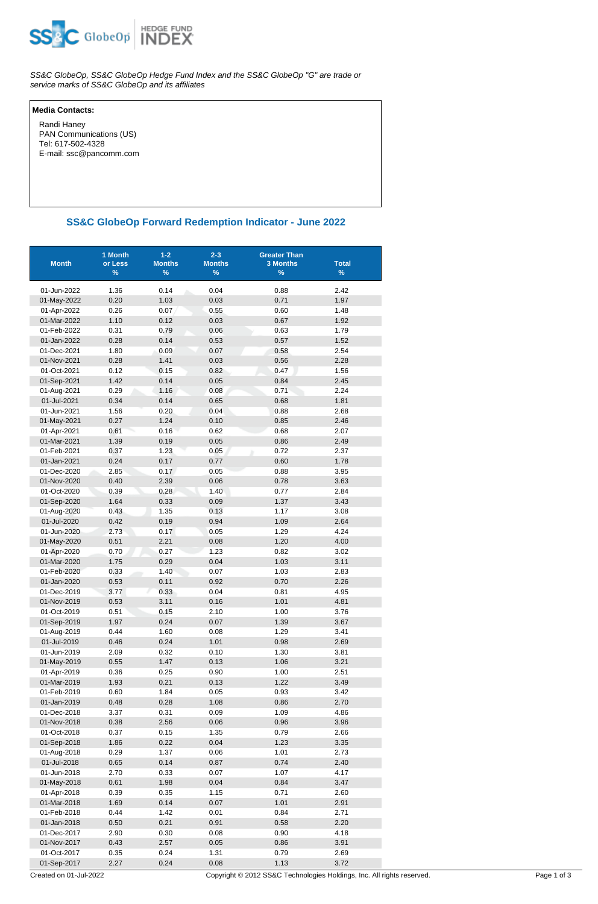SS&C GlobeOp, SS&C GlobeOp Hedge Fund Index and the SS&C GlobeOp "G" are trade or service marks of SS&C GlobeOp and its affiliates

**Media Contacts:**

Randi Haney
PAN Communications (US)
Tel: 617-502-4328
E-mail: ssc@pancomm.com

## SS&C GlobeOp Forward Redemption Indicator - June 2022

| Month | 1 Month or Less % | 1-2 Months % | 2-3 Months % | Greater Than 3 Months % | Total % |
|---|---|---|---|---|---|
| 01-Jun-2022 | 1.36 | 0.14 | 0.04 | 0.88 | 2.42 |
| 01-May-2022 | 0.20 | 1.03 | 0.03 | 0.71 | 1.97 |
| 01-Apr-2022 | 0.26 | 0.07 | 0.55 | 0.60 | 1.48 |
| 01-Mar-2022 | 1.10 | 0.12 | 0.03 | 0.67 | 1.92 |
| 01-Feb-2022 | 0.31 | 0.79 | 0.06 | 0.63 | 1.79 |
| 01-Jan-2022 | 0.28 | 0.14 | 0.53 | 0.57 | 1.52 |
| 01-Dec-2021 | 1.80 | 0.09 | 0.07 | 0.58 | 2.54 |
| 01-Nov-2021 | 0.28 | 1.41 | 0.03 | 0.56 | 2.28 |
| 01-Oct-2021 | 0.12 | 0.15 | 0.82 | 0.47 | 1.56 |
| 01-Sep-2021 | 1.42 | 0.14 | 0.05 | 0.84 | 2.45 |
| 01-Aug-2021 | 0.29 | 1.16 | 0.08 | 0.71 | 2.24 |
| 01-Jul-2021 | 0.34 | 0.14 | 0.65 | 0.68 | 1.81 |
| 01-Jun-2021 | 1.56 | 0.20 | 0.04 | 0.88 | 2.68 |
| 01-May-2021 | 0.27 | 1.24 | 0.10 | 0.85 | 2.46 |
| 01-Apr-2021 | 0.61 | 0.16 | 0.62 | 0.68 | 2.07 |
| 01-Mar-2021 | 1.39 | 0.19 | 0.05 | 0.86 | 2.49 |
| 01-Feb-2021 | 0.37 | 1.23 | 0.05 | 0.72 | 2.37 |
| 01-Jan-2021 | 0.24 | 0.17 | 0.77 | 0.60 | 1.78 |
| 01-Dec-2020 | 2.85 | 0.17 | 0.05 | 0.88 | 3.95 |
| 01-Nov-2020 | 0.40 | 2.39 | 0.06 | 0.78 | 3.63 |
| 01-Oct-2020 | 0.39 | 0.28 | 1.40 | 0.77 | 2.84 |
| 01-Sep-2020 | 1.64 | 0.33 | 0.09 | 1.37 | 3.43 |
| 01-Aug-2020 | 0.43 | 1.35 | 0.13 | 1.17 | 3.08 |
| 01-Jul-2020 | 0.42 | 0.19 | 0.94 | 1.09 | 2.64 |
| 01-Jun-2020 | 2.73 | 0.17 | 0.05 | 1.29 | 4.24 |
| 01-May-2020 | 0.51 | 2.21 | 0.08 | 1.20 | 4.00 |
| 01-Apr-2020 | 0.70 | 0.27 | 1.23 | 0.82 | 3.02 |
| 01-Mar-2020 | 1.75 | 0.29 | 0.04 | 1.03 | 3.11 |
| 01-Feb-2020 | 0.33 | 1.40 | 0.07 | 1.03 | 2.83 |
| 01-Jan-2020 | 0.53 | 0.11 | 0.92 | 0.70 | 2.26 |
| 01-Dec-2019 | 3.77 | 0.33 | 0.04 | 0.81 | 4.95 |
| 01-Nov-2019 | 0.53 | 3.11 | 0.16 | 1.01 | 4.81 |
| 01-Oct-2019 | 0.51 | 0.15 | 2.10 | 1.00 | 3.76 |
| 01-Sep-2019 | 1.97 | 0.24 | 0.07 | 1.39 | 3.67 |
| 01-Aug-2019 | 0.44 | 1.60 | 0.08 | 1.29 | 3.41 |
| 01-Jul-2019 | 0.46 | 0.24 | 1.01 | 0.98 | 2.69 |
| 01-Jun-2019 | 2.09 | 0.32 | 0.10 | 1.30 | 3.81 |
| 01-May-2019 | 0.55 | 1.47 | 0.13 | 1.06 | 3.21 |
| 01-Apr-2019 | 0.36 | 0.25 | 0.90 | 1.00 | 2.51 |
| 01-Mar-2019 | 1.93 | 0.21 | 0.13 | 1.22 | 3.49 |
| 01-Feb-2019 | 0.60 | 1.84 | 0.05 | 0.93 | 3.42 |
| 01-Jan-2019 | 0.48 | 0.28 | 1.08 | 0.86 | 2.70 |
| 01-Dec-2018 | 3.37 | 0.31 | 0.09 | 1.09 | 4.86 |
| 01-Nov-2018 | 0.38 | 2.56 | 0.06 | 0.96 | 3.96 |
| 01-Oct-2018 | 0.37 | 0.15 | 1.35 | 0.79 | 2.66 |
| 01-Sep-2018 | 1.86 | 0.22 | 0.04 | 1.23 | 3.35 |
| 01-Aug-2018 | 0.29 | 1.37 | 0.06 | 1.01 | 2.73 |
| 01-Jul-2018 | 0.65 | 0.14 | 0.87 | 0.74 | 2.40 |
| 01-Jun-2018 | 2.70 | 0.33 | 0.07 | 1.07 | 4.17 |
| 01-May-2018 | 0.61 | 1.98 | 0.04 | 0.84 | 3.47 |
| 01-Apr-2018 | 0.39 | 0.35 | 1.15 | 0.71 | 2.60 |
| 01-Mar-2018 | 1.69 | 0.14 | 0.07 | 1.01 | 2.91 |
| 01-Feb-2018 | 0.44 | 1.42 | 0.01 | 0.84 | 2.71 |
| 01-Jan-2018 | 0.50 | 0.21 | 0.91 | 0.58 | 2.20 |
| 01-Dec-2017 | 2.90 | 0.30 | 0.08 | 0.90 | 4.18 |
| 01-Nov-2017 | 0.43 | 2.57 | 0.05 | 0.86 | 3.91 |
| 01-Oct-2017 | 0.35 | 0.24 | 1.31 | 0.79 | 2.69 |
| 01-Sep-2017 | 2.27 | 0.24 | 0.08 | 1.13 | 3.72 |

Created on 01-Jul-2022 Copyright © 2012 SS&C Technologies Holdings, Inc. All rights reserved.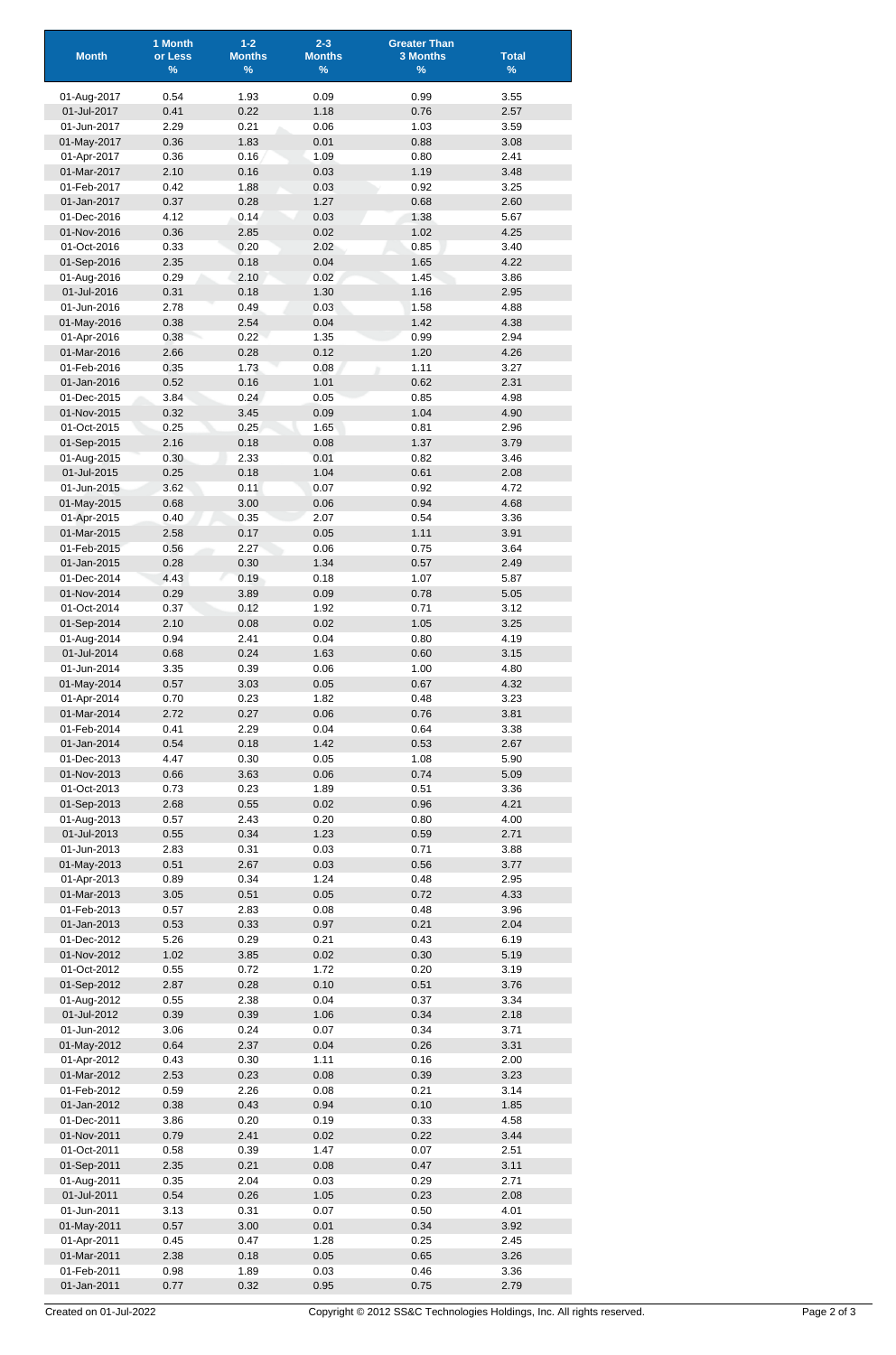| Month | 1 Month or Less % | 1-2 Months % | 2-3 Months % | Greater Than 3 Months % | Total % |
|---|---|---|---|---|---|
| 01-Aug-2017 | 0.54 | 1.93 | 0.09 | 0.99 | 3.55 |
| 01-Jul-2017 | 0.41 | 0.22 | 1.18 | 0.76 | 2.57 |
| 01-Jun-2017 | 2.29 | 0.21 | 0.06 | 1.03 | 3.59 |
| 01-May-2017 | 0.36 | 1.83 | 0.01 | 0.88 | 3.08 |
| 01-Apr-2017 | 0.36 | 0.16 | 1.09 | 0.80 | 2.41 |
| 01-Mar-2017 | 2.10 | 0.16 | 0.03 | 1.19 | 3.48 |
| 01-Feb-2017 | 0.42 | 1.88 | 0.03 | 0.92 | 3.25 |
| 01-Jan-2017 | 0.37 | 0.28 | 1.27 | 0.68 | 2.60 |
| 01-Dec-2016 | 4.12 | 0.14 | 0.03 | 1.38 | 5.67 |
| 01-Nov-2016 | 0.36 | 2.85 | 0.02 | 1.02 | 4.25 |
| 01-Oct-2016 | 0.33 | 0.20 | 2.02 | 0.85 | 3.40 |
| 01-Sep-2016 | 2.35 | 0.18 | 0.04 | 1.65 | 4.22 |
| 01-Aug-2016 | 0.29 | 2.10 | 0.02 | 1.45 | 3.86 |
| 01-Jul-2016 | 0.31 | 0.18 | 1.30 | 1.16 | 2.95 |
| 01-Jun-2016 | 2.78 | 0.49 | 0.03 | 1.58 | 4.88 |
| 01-May-2016 | 0.38 | 2.54 | 0.04 | 1.42 | 4.38 |
| 01-Apr-2016 | 0.38 | 0.22 | 1.35 | 0.99 | 2.94 |
| 01-Mar-2016 | 2.66 | 0.28 | 0.12 | 1.20 | 4.26 |
| 01-Feb-2016 | 0.35 | 1.73 | 0.08 | 1.11 | 3.27 |
| 01-Jan-2016 | 0.52 | 0.16 | 1.01 | 0.62 | 2.31 |
| 01-Dec-2015 | 3.84 | 0.24 | 0.05 | 0.85 | 4.98 |
| 01-Nov-2015 | 0.32 | 3.45 | 0.09 | 1.04 | 4.90 |
| 01-Oct-2015 | 0.25 | 0.25 | 1.65 | 0.81 | 2.96 |
| 01-Sep-2015 | 2.16 | 0.18 | 0.08 | 1.37 | 3.79 |
| 01-Aug-2015 | 0.30 | 2.33 | 0.01 | 0.82 | 3.46 |
| 01-Jul-2015 | 0.25 | 0.18 | 1.04 | 0.61 | 2.08 |
| 01-Jun-2015 | 3.62 | 0.11 | 0.07 | 0.92 | 4.72 |
| 01-May-2015 | 0.68 | 3.00 | 0.06 | 0.94 | 4.68 |
| 01-Apr-2015 | 0.40 | 0.35 | 2.07 | 0.54 | 3.36 |
| 01-Mar-2015 | 2.58 | 0.17 | 0.05 | 1.11 | 3.91 |
| 01-Feb-2015 | 0.56 | 2.27 | 0.06 | 0.75 | 3.64 |
| 01-Jan-2015 | 0.28 | 0.30 | 1.34 | 0.57 | 2.49 |
| 01-Dec-2014 | 4.43 | 0.19 | 0.18 | 1.07 | 5.87 |
| 01-Nov-2014 | 0.29 | 3.89 | 0.09 | 0.78 | 5.05 |
| 01-Oct-2014 | 0.37 | 0.12 | 1.92 | 0.71 | 3.12 |
| 01-Sep-2014 | 2.10 | 0.08 | 0.02 | 1.05 | 3.25 |
| 01-Aug-2014 | 0.94 | 2.41 | 0.04 | 0.80 | 4.19 |
| 01-Jul-2014 | 0.68 | 0.24 | 1.63 | 0.60 | 3.15 |
| 01-Jun-2014 | 3.35 | 0.39 | 0.06 | 1.00 | 4.80 |
| 01-May-2014 | 0.57 | 3.03 | 0.05 | 0.67 | 4.32 |
| 01-Apr-2014 | 0.70 | 0.23 | 1.82 | 0.48 | 3.23 |
| 01-Mar-2014 | 2.72 | 0.27 | 0.06 | 0.76 | 3.81 |
| 01-Feb-2014 | 0.41 | 2.29 | 0.04 | 0.64 | 3.38 |
| 01-Jan-2014 | 0.54 | 0.18 | 1.42 | 0.53 | 2.67 |
| 01-Dec-2013 | 4.47 | 0.30 | 0.05 | 1.08 | 5.90 |
| 01-Nov-2013 | 0.66 | 3.63 | 0.06 | 0.74 | 5.09 |
| 01-Oct-2013 | 0.73 | 0.23 | 1.89 | 0.51 | 3.36 |
| 01-Sep-2013 | 2.68 | 0.55 | 0.02 | 0.96 | 4.21 |
| 01-Aug-2013 | 0.57 | 2.43 | 0.20 | 0.80 | 4.00 |
| 01-Jul-2013 | 0.55 | 0.34 | 1.23 | 0.59 | 2.71 |
| 01-Jun-2013 | 2.83 | 0.31 | 0.03 | 0.71 | 3.88 |
| 01-May-2013 | 0.51 | 2.67 | 0.03 | 0.56 | 3.77 |
| 01-Apr-2013 | 0.89 | 0.34 | 1.24 | 0.48 | 2.95 |
| 01-Mar-2013 | 3.05 | 0.51 | 0.05 | 0.72 | 4.33 |
| 01-Feb-2013 | 0.57 | 2.83 | 0.08 | 0.48 | 3.96 |
| 01-Jan-2013 | 0.53 | 0.33 | 0.97 | 0.21 | 2.04 |
| 01-Dec-2012 | 5.26 | 0.29 | 0.21 | 0.43 | 6.19 |
| 01-Nov-2012 | 1.02 | 3.85 | 0.02 | 0.30 | 5.19 |
| 01-Oct-2012 | 0.55 | 0.72 | 1.72 | 0.20 | 3.19 |
| 01-Sep-2012 | 2.87 | 0.28 | 0.10 | 0.51 | 3.76 |
| 01-Aug-2012 | 0.55 | 2.38 | 0.04 | 0.37 | 3.34 |
| 01-Jul-2012 | 0.39 | 0.39 | 1.06 | 0.34 | 2.18 |
| 01-Jun-2012 | 3.06 | 0.24 | 0.07 | 0.34 | 3.71 |
| 01-May-2012 | 0.64 | 2.37 | 0.04 | 0.26 | 3.31 |
| 01-Apr-2012 | 0.43 | 0.30 | 1.11 | 0.16 | 2.00 |
| 01-Mar-2012 | 2.53 | 0.23 | 0.08 | 0.39 | 3.23 |
| 01-Feb-2012 | 0.59 | 2.26 | 0.08 | 0.21 | 3.14 |
| 01-Jan-2012 | 0.38 | 0.43 | 0.94 | 0.10 | 1.85 |
| 01-Dec-2011 | 3.86 | 0.20 | 0.19 | 0.33 | 4.58 |
| 01-Nov-2011 | 0.79 | 2.41 | 0.02 | 0.22 | 3.44 |
| 01-Oct-2011 | 0.58 | 0.39 | 1.47 | 0.07 | 2.51 |
| 01-Sep-2011 | 2.35 | 0.21 | 0.08 | 0.47 | 3.11 |
| 01-Aug-2011 | 0.35 | 2.04 | 0.03 | 0.29 | 2.71 |
| 01-Jul-2011 | 0.54 | 0.26 | 1.05 | 0.23 | 2.08 |
| 01-Jun-2011 | 3.13 | 0.31 | 0.07 | 0.50 | 4.01 |
| 01-May-2011 | 0.57 | 3.00 | 0.01 | 0.34 | 3.92 |
| 01-Apr-2011 | 0.45 | 0.47 | 1.28 | 0.25 | 2.45 |
| 01-Mar-2011 | 2.38 | 0.18 | 0.05 | 0.65 | 3.26 |
| 01-Feb-2011 | 0.98 | 1.89 | 0.03 | 0.46 | 3.36 |
| 01-Jan-2011 | 0.77 | 0.32 | 0.95 | 0.75 | 2.79 |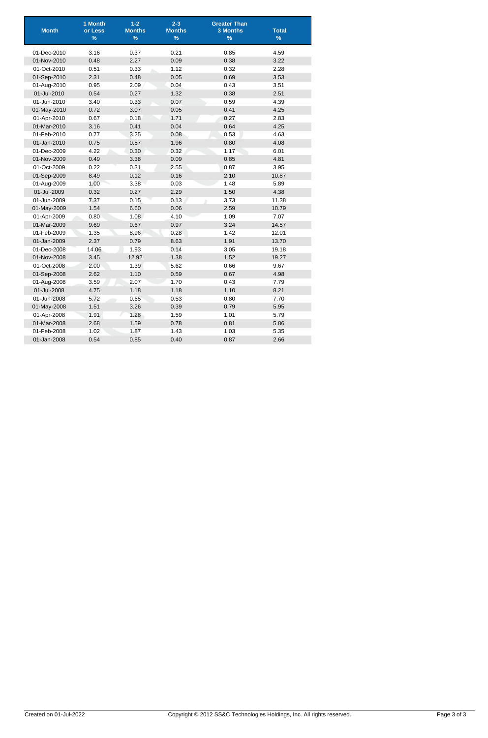| Month | 1 Month or Less % | 1-2 Months % | 2-3 Months % | Greater Than 3 Months % | Total % |
|---|---|---|---|---|---|
| 01-Dec-2010 | 3.16 | 0.37 | 0.21 | 0.85 | 4.59 |
| 01-Nov-2010 | 0.48 | 2.27 | 0.09 | 0.38 | 3.22 |
| 01-Oct-2010 | 0.51 | 0.33 | 1.12 | 0.32 | 2.28 |
| 01-Sep-2010 | 2.31 | 0.48 | 0.05 | 0.69 | 3.53 |
| 01-Aug-2010 | 0.95 | 2.09 | 0.04 | 0.43 | 3.51 |
| 01-Jul-2010 | 0.54 | 0.27 | 1.32 | 0.38 | 2.51 |
| 01-Jun-2010 | 3.40 | 0.33 | 0.07 | 0.59 | 4.39 |
| 01-May-2010 | 0.72 | 3.07 | 0.05 | 0.41 | 4.25 |
| 01-Apr-2010 | 0.67 | 0.18 | 1.71 | 0.27 | 2.83 |
| 01-Mar-2010 | 3.16 | 0.41 | 0.04 | 0.64 | 4.25 |
| 01-Feb-2010 | 0.77 | 3.25 | 0.08 | 0.53 | 4.63 |
| 01-Jan-2010 | 0.75 | 0.57 | 1.96 | 0.80 | 4.08 |
| 01-Dec-2009 | 4.22 | 0.30 | 0.32 | 1.17 | 6.01 |
| 01-Nov-2009 | 0.49 | 3.38 | 0.09 | 0.85 | 4.81 |
| 01-Oct-2009 | 0.22 | 0.31 | 2.55 | 0.87 | 3.95 |
| 01-Sep-2009 | 8.49 | 0.12 | 0.16 | 2.10 | 10.87 |
| 01-Aug-2009 | 1.00 | 3.38 | 0.03 | 1.48 | 5.89 |
| 01-Jul-2009 | 0.32 | 0.27 | 2.29 | 1.50 | 4.38 |
| 01-Jun-2009 | 7.37 | 0.15 | 0.13 | 3.73 | 11.38 |
| 01-May-2009 | 1.54 | 6.60 | 0.06 | 2.59 | 10.79 |
| 01-Apr-2009 | 0.80 | 1.08 | 4.10 | 1.09 | 7.07 |
| 01-Mar-2009 | 9.69 | 0.67 | 0.97 | 3.24 | 14.57 |
| 01-Feb-2009 | 1.35 | 8.96 | 0.28 | 1.42 | 12.01 |
| 01-Jan-2009 | 2.37 | 0.79 | 8.63 | 1.91 | 13.70 |
| 01-Dec-2008 | 14.06 | 1.93 | 0.14 | 3.05 | 19.18 |
| 01-Nov-2008 | 3.45 | 12.92 | 1.38 | 1.52 | 19.27 |
| 01-Oct-2008 | 2.00 | 1.39 | 5.62 | 0.66 | 9.67 |
| 01-Sep-2008 | 2.62 | 1.10 | 0.59 | 0.67 | 4.98 |
| 01-Aug-2008 | 3.59 | 2.07 | 1.70 | 0.43 | 7.79 |
| 01-Jul-2008 | 4.75 | 1.18 | 1.18 | 1.10 | 8.21 |
| 01-Jun-2008 | 5.72 | 0.65 | 0.53 | 0.80 | 7.70 |
| 01-May-2008 | 1.51 | 3.26 | 0.39 | 0.79 | 5.95 |
| 01-Apr-2008 | 1.91 | 1.28 | 1.59 | 1.01 | 5.79 |
| 01-Mar-2008 | 2.68 | 1.59 | 0.78 | 0.81 | 5.86 |
| 01-Feb-2008 | 1.02 | 1.87 | 1.43 | 1.03 | 5.35 |
| 01-Jan-2008 | 0.54 | 0.85 | 0.40 | 0.87 | 2.66 |

Created on 01-Jul-2022

Copyright © 2012 SS&C Technologies Holdings, Inc. All rights reserved.